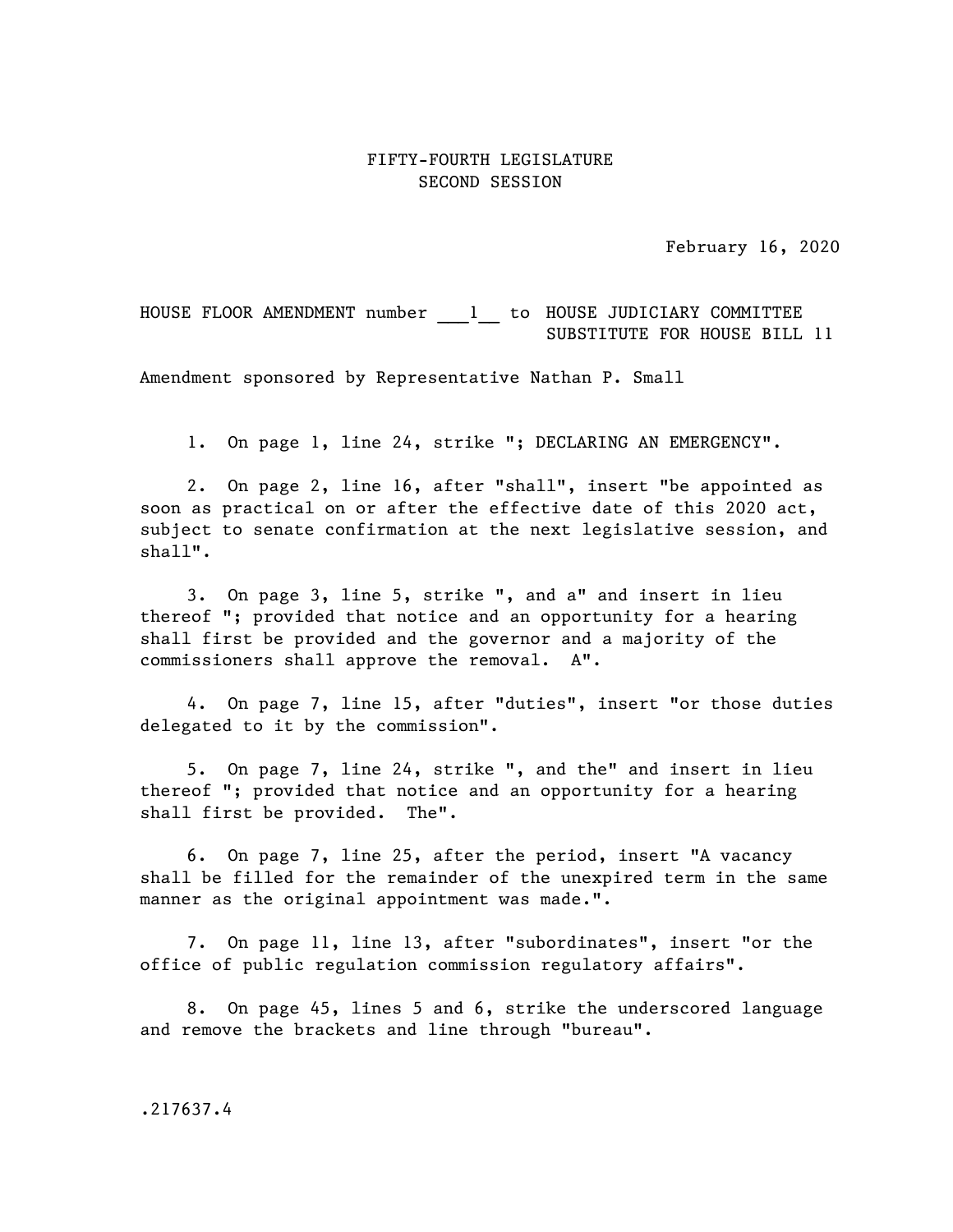FIFTY-FOURTH LEGISLATURE
SECOND SESSION

February 16, 2020

HOUSE FLOOR AMENDMENT number ___1__ to HOUSE JUDICIARY COMMITTEE SUBSTITUTE FOR HOUSE BILL 11

Amendment sponsored by Representative Nathan P. Small

1. On page 1, line 24, strike "; DECLARING AN EMERGENCY".

2. On page 2, line 16, after "shall", insert "be appointed as soon as practical on or after the effective date of this 2020 act, subject to senate confirmation at the next legislative session, and shall".

3. On page 3, line 5, strike ", and a" and insert in lieu thereof "; provided that notice and an opportunity for a hearing shall first be provided and the governor and a majority of the commissioners shall approve the removal. A".

4. On page 7, line 15, after "duties", insert "or those duties delegated to it by the commission".

5. On page 7, line 24, strike ", and the" and insert in lieu thereof "; provided that notice and an opportunity for a hearing shall first be provided. The".

6. On page 7, line 25, after the period, insert "A vacancy shall be filled for the remainder of the unexpired term in the same manner as the original appointment was made.".

7. On page 11, line 13, after "subordinates", insert "or the office of public regulation commission regulatory affairs".

8. On page 45, lines 5 and 6, strike the underscored language and remove the brackets and line through "bureau".

.217637.4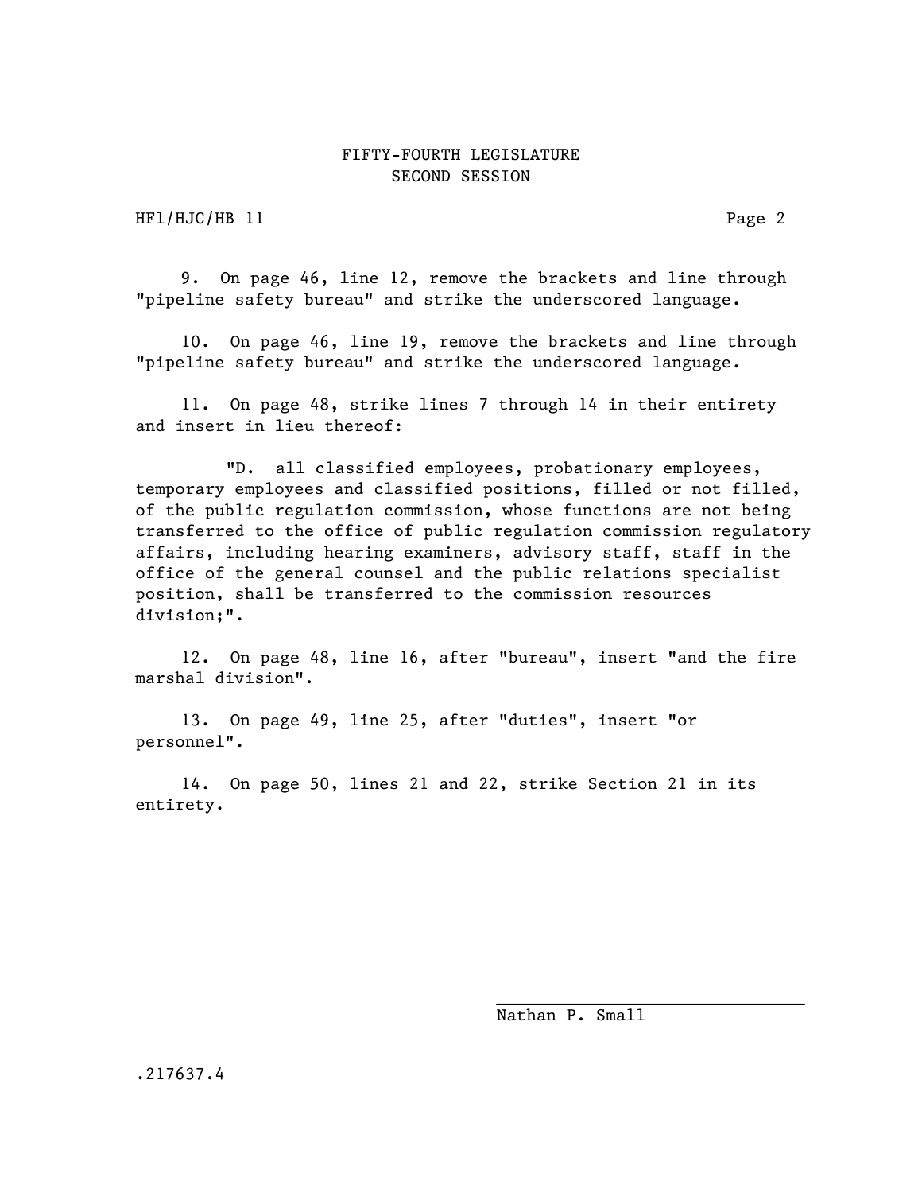FIFTY-FOURTH LEGISLATURE
SECOND SESSION

HFl/HJC/HB 11

9. On page 46, line 12, remove the brackets and line through "pipeline safety bureau" and strike the underscored language.

10. On page 46, line 19, remove the brackets and line through "pipeline safety bureau" and strike the underscored language.

11. On page 48, strike lines 7 through 14 in their entirety and insert in lieu thereof:

"D. all classified employees, probationary employees, temporary employees and classified positions, filled or not filled, of the public regulation commission, whose functions are not being transferred to the office of public regulation commission regulatory affairs, including hearing examiners, advisory staff, staff in the office of the general counsel and the public relations specialist position, shall be transferred to the commission resources division;".

12. On page 48, line 16, after "bureau", insert "and the fire marshal division".

13. On page 49, line 25, after "duties", insert "or personnel".

14. On page 50, lines 21 and 22, strike Section 21 in its entirety.

\_\_\_\_\_\_\_\_\_\_\_\_\_\_\_\_\_\_\_\_\_\_\_\_\_\_\_\_\_\_\_\_
Nathan P. Small

.217637.4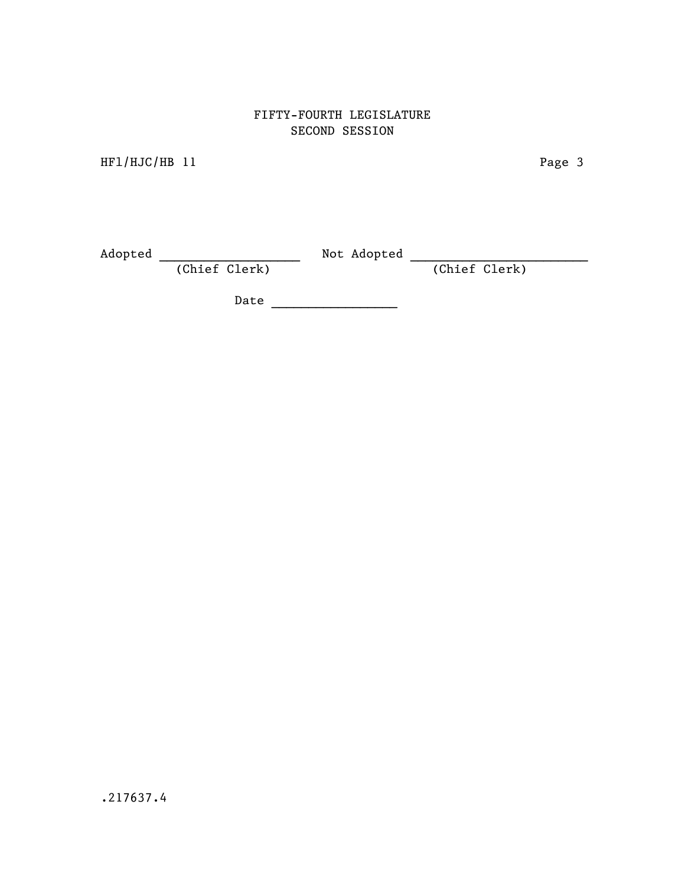Adopted ___________________ Not Adopted ________________________
(Chief Clerk) (Chief Clerk)

Date _________________

.217637.4